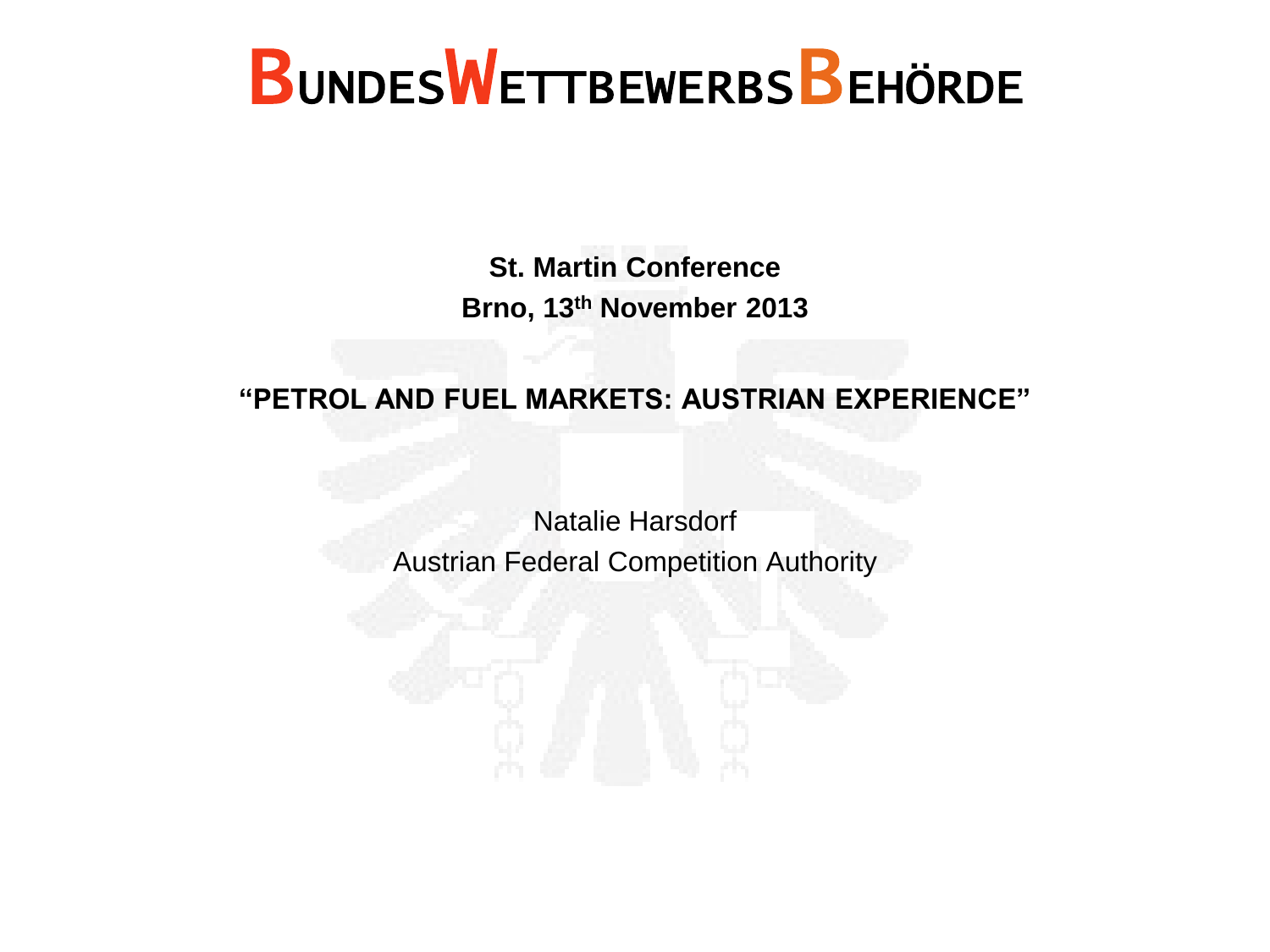# BUNDESWETTBEWERBSBEHÖRDE

**St. Martin Conference**
**Brno, 13th November 2013**

**"PETROL AND FUEL MARKETS: AUSTRIAN EXPERIENCE"**

Natalie Harsdorf
Austrian Federal Competition Authority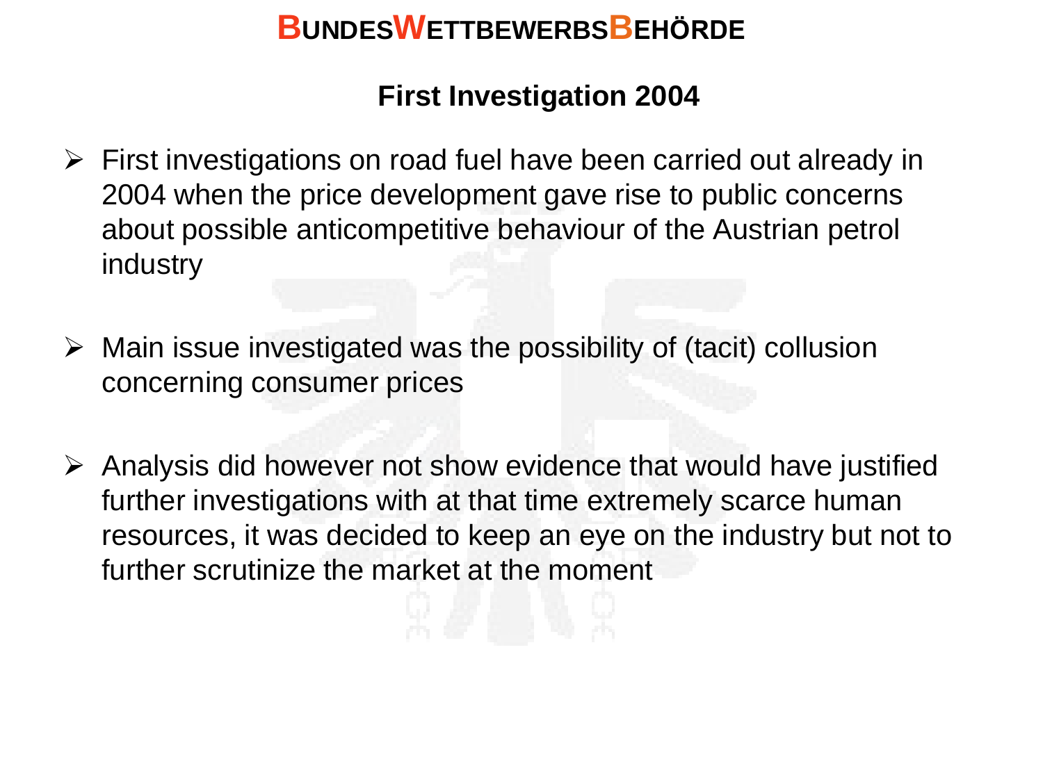## First Investigation 2004

- First investigations on road fuel have been carried out already in 2004 when the price development gave rise to public concerns about possible anticompetitive behaviour of the Austrian petrol industry
- Main issue investigated was the possibility of (tacit) collusion concerning consumer prices
- Analysis did however not show evidence that would have justified further investigations with at that time extremely scarce human resources, it was decided to keep an eye on the industry but not to further scrutinize the market at the moment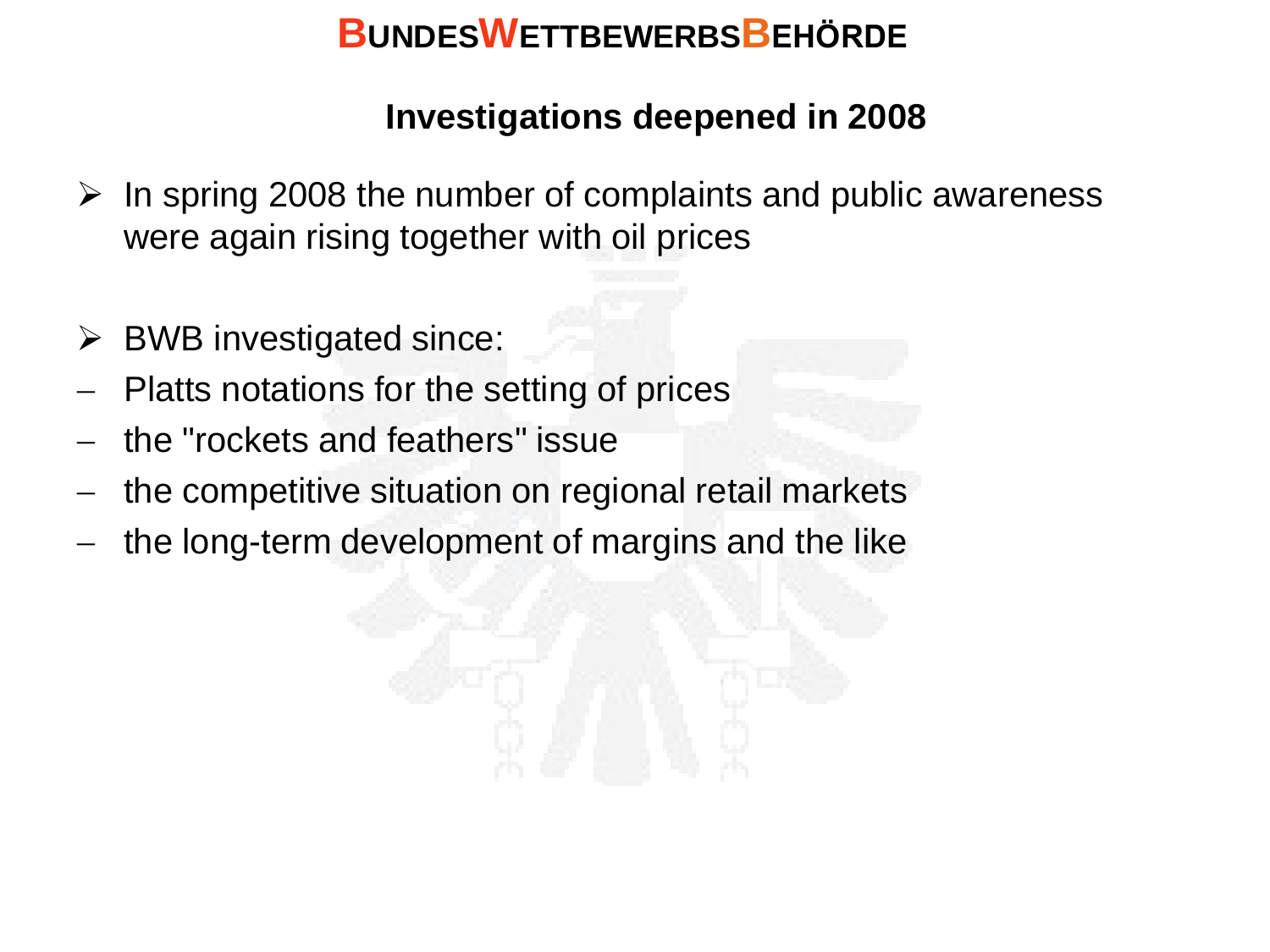## Investigations deepened in 2008

- In spring 2008 the number of complaints and public awareness were again rising together with oil prices

- BWB investigated since:
  - Platts notations for the setting of prices
  - the "rockets and feathers" issue
  - the competitive situation on regional retail markets
  - the long-term development of margins and the like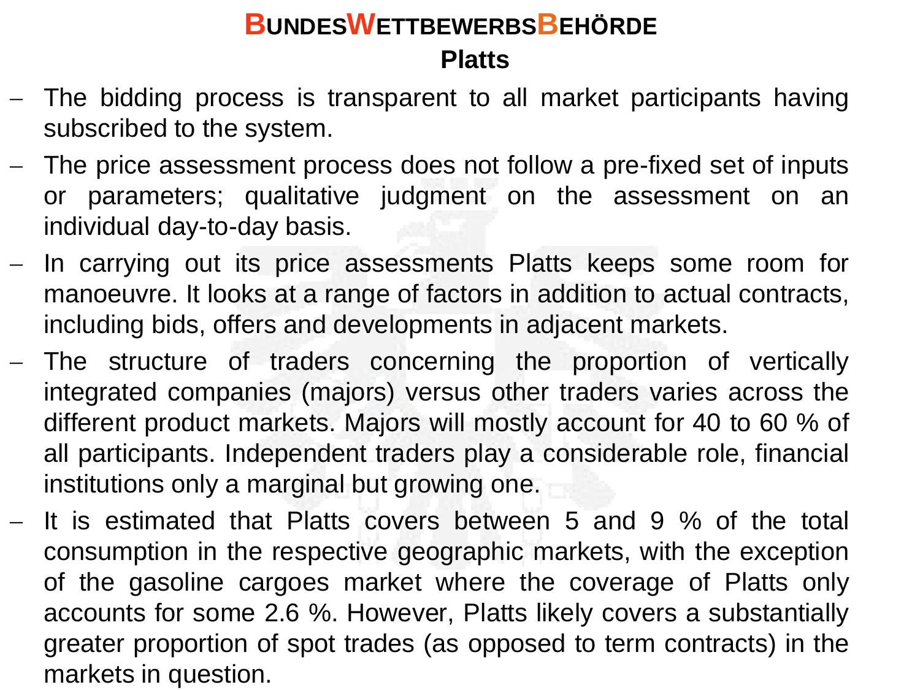## Platts

- The bidding process is transparent to all market participants having subscribed to the system.
- The price assessment process does not follow a pre-fixed set of inputs or parameters; qualitative judgment on the assessment on an individual day-to-day basis.
- In carrying out its price assessments Platts keeps some room for manoeuvre. It looks at a range of factors in addition to actual contracts, including bids, offers and developments in adjacent markets.
- The structure of traders concerning the proportion of vertically integrated companies (majors) versus other traders varies across the different product markets. Majors will mostly account for 40 to 60 % of all participants. Independent traders play a considerable role, financial institutions only a marginal but growing one.
- It is estimated that Platts covers between 5 and 9 % of the total consumption in the respective geographic markets, with the exception of the gasoline cargoes market where the coverage of Platts only accounts for some 2.6 %. However, Platts likely covers a substantially greater proportion of spot trades (as opposed to term contracts) in the markets in question.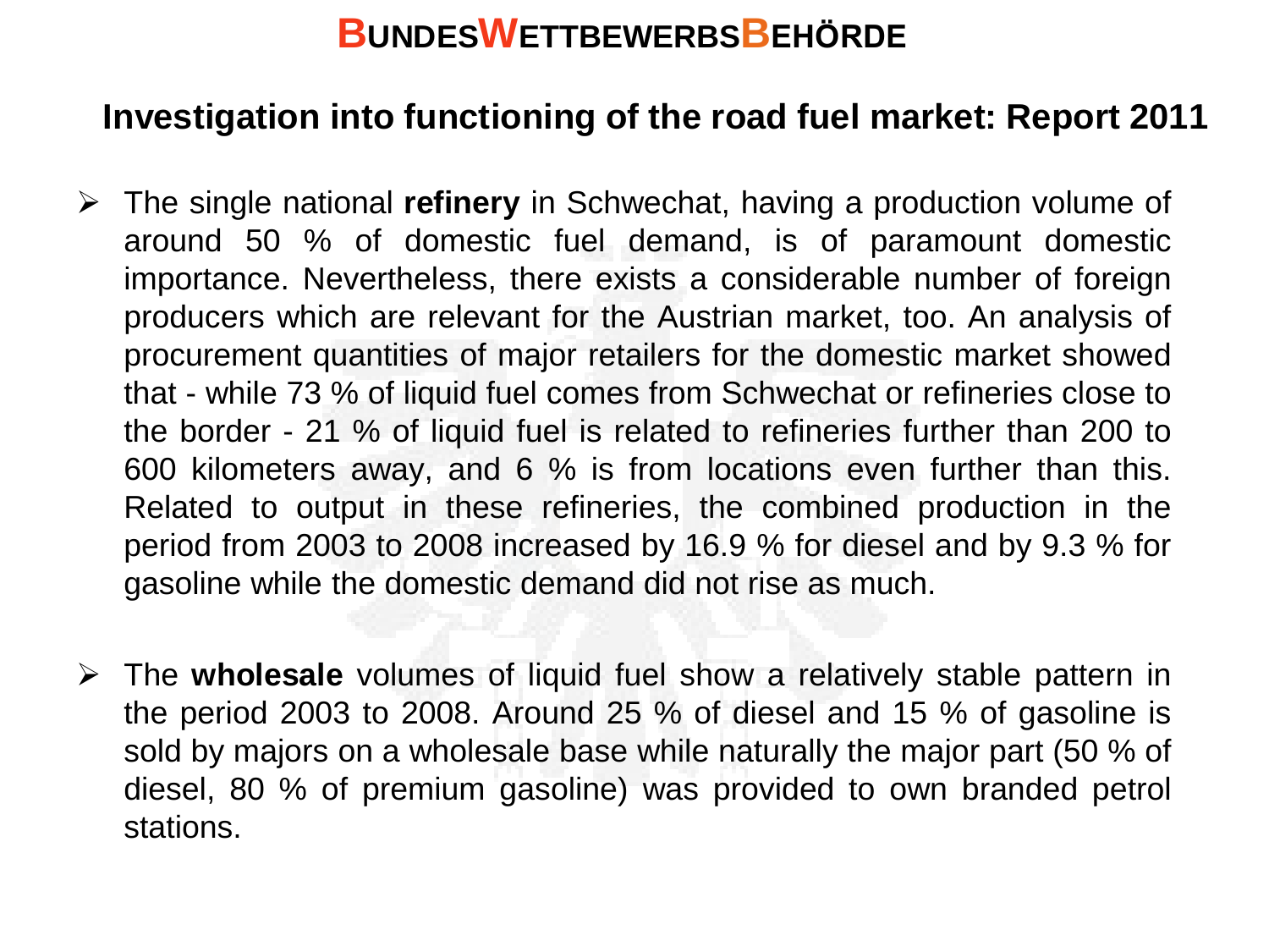## Investigation into functioning of the road fuel market: Report 2011

- The single national **refinery** in Schwechat, having a production volume of around 50 % of domestic fuel demand, is of paramount domestic importance. Nevertheless, there exists a considerable number of foreign producers which are relevant for the Austrian market, too. An analysis of procurement quantities of major retailers for the domestic market showed that - while 73 % of liquid fuel comes from Schwechat or refineries close to the border - 21 % of liquid fuel is related to refineries further than 200 to 600 kilometers away, and 6 % is from locations even further than this. Related to output in these refineries, the combined production in the period from 2003 to 2008 increased by 16.9 % for diesel and by 9.3 % for gasoline while the domestic demand did not rise as much.

- The **wholesale** volumes of liquid fuel show a relatively stable pattern in the period 2003 to 2008. Around 25 % of diesel and 15 % of gasoline is sold by majors on a wholesale base while naturally the major part (50 % of diesel, 80 % of premium gasoline) was provided to own branded petrol stations.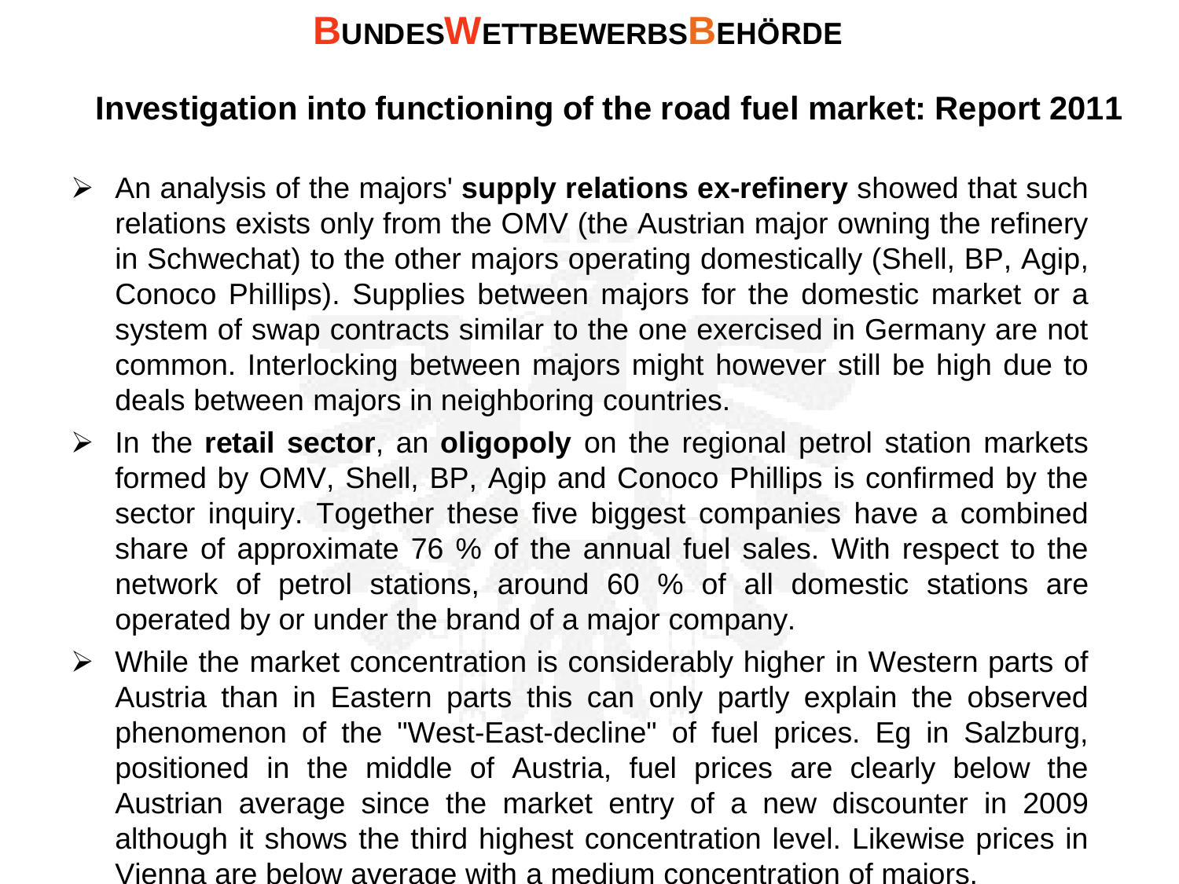# Investigation into functioning of the road fuel market: Report 2011

- An analysis of the majors' **supply relations ex-refinery** showed that such relations exists only from the OMV (the Austrian major owning the refinery in Schwechat) to the other majors operating domestically (Shell, BP, Agip, Conoco Phillips). Supplies between majors for the domestic market or a system of swap contracts similar to the one exercised in Germany are not common. Interlocking between majors might however still be high due to deals between majors in neighboring countries.
- In the **retail sector**, an **oligopoly** on the regional petrol station markets formed by OMV, Shell, BP, Agip and Conoco Phillips is confirmed by the sector inquiry. Together these five biggest companies have a combined share of approximate 76 % of the annual fuel sales. With respect to the network of petrol stations, around 60 % of all domestic stations are operated by or under the brand of a major company.
- While the market concentration is considerably higher in Western parts of Austria than in Eastern parts this can only partly explain the observed phenomenon of the "West-East-decline" of fuel prices. Eg in Salzburg, positioned in the middle of Austria, fuel prices are clearly below the Austrian average since the market entry of a new discounter in 2009 although it shows the third highest concentration level. Likewise prices in Vienna are below average with a medium concentration of majors.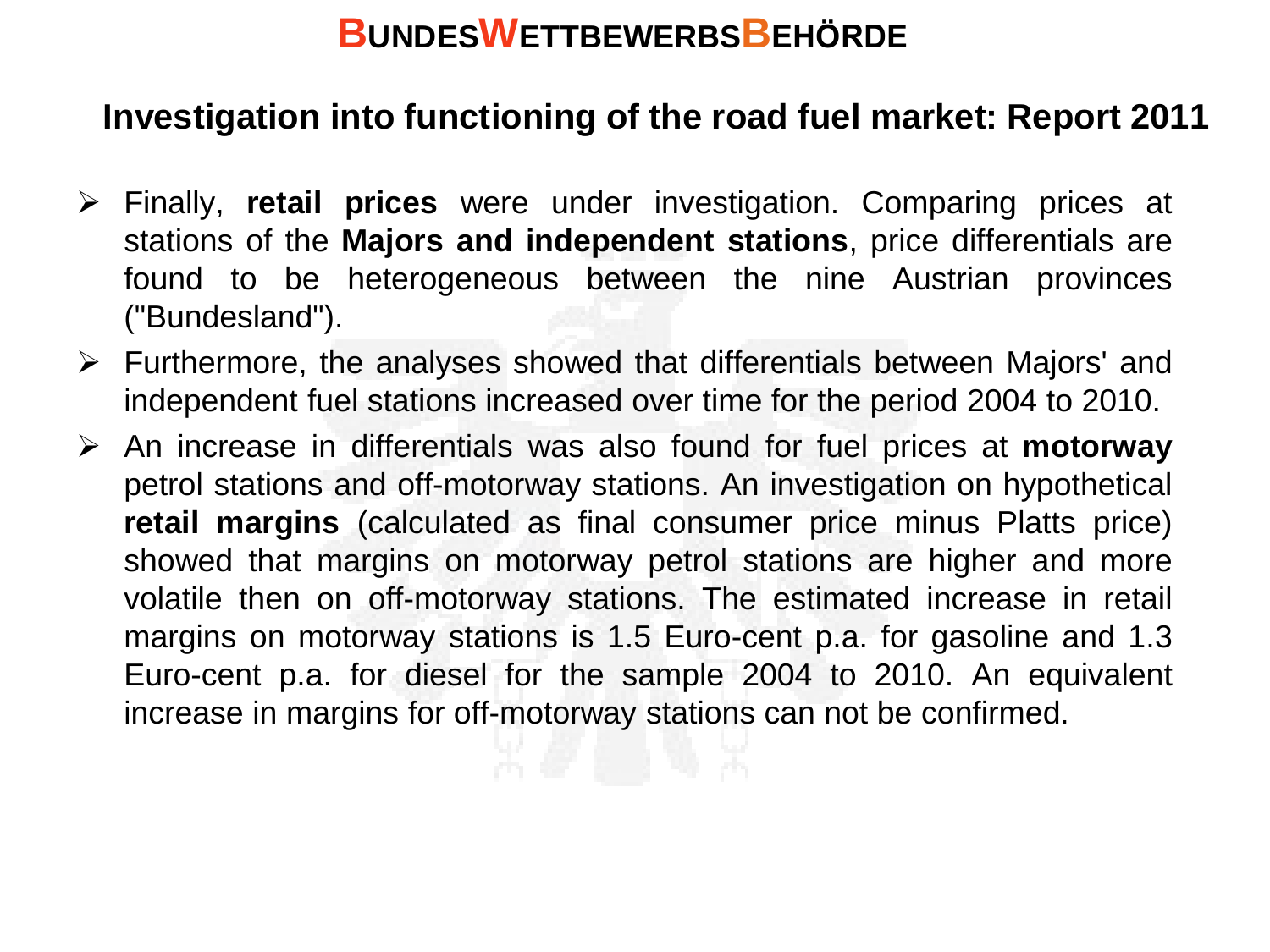## Investigation into functioning of the road fuel market: Report 2011

- Finally, **retail prices** were under investigation. Comparing prices at stations of the **Majors and independent stations**, price differentials are found to be heterogeneous between the nine Austrian provinces ("Bundesland").
- Furthermore, the analyses showed that differentials between Majors' and independent fuel stations increased over time for the period 2004 to 2010.
- An increase in differentials was also found for fuel prices at **motorway** petrol stations and off-motorway stations. An investigation on hypothetical **retail margins** (calculated as final consumer price minus Platts price) showed that margins on motorway petrol stations are higher and more volatile then on off-motorway stations. The estimated increase in retail margins on motorway stations is 1.5 Euro-cent p.a. for gasoline and 1.3 Euro-cent p.a. for diesel for the sample 2004 to 2010. An equivalent increase in margins for off-motorway stations can not be confirmed.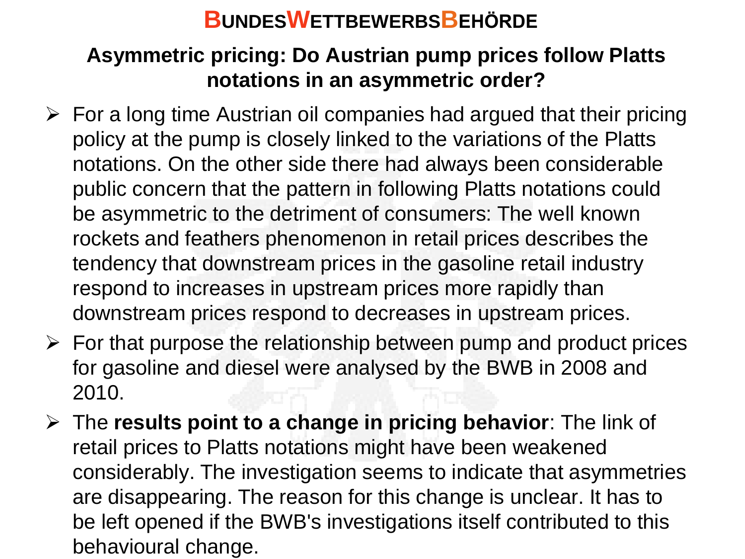# Asymmetric pricing: Do Austrian pump prices follow Platts notations in an asymmetric order?

- For a long time Austrian oil companies had argued that their pricing policy at the pump is closely linked to the variations of the Platts notations. On the other side there had always been considerable public concern that the pattern in following Platts notations could be asymmetric to the detriment of consumers: The well known rockets and feathers phenomenon in retail prices describes the tendency that downstream prices in the gasoline retail industry respond to increases in upstream prices more rapidly than downstream prices respond to decreases in upstream prices.
- For that purpose the relationship between pump and product prices for gasoline and diesel were analysed by the BWB in 2008 and 2010.
- The **results point to a change in pricing behavior**: The link of retail prices to Platts notations might have been weakened considerably. The investigation seems to indicate that asymmetries are disappearing. The reason for this change is unclear. It has to be left opened if the BWB's investigations itself contributed to this behavioural change.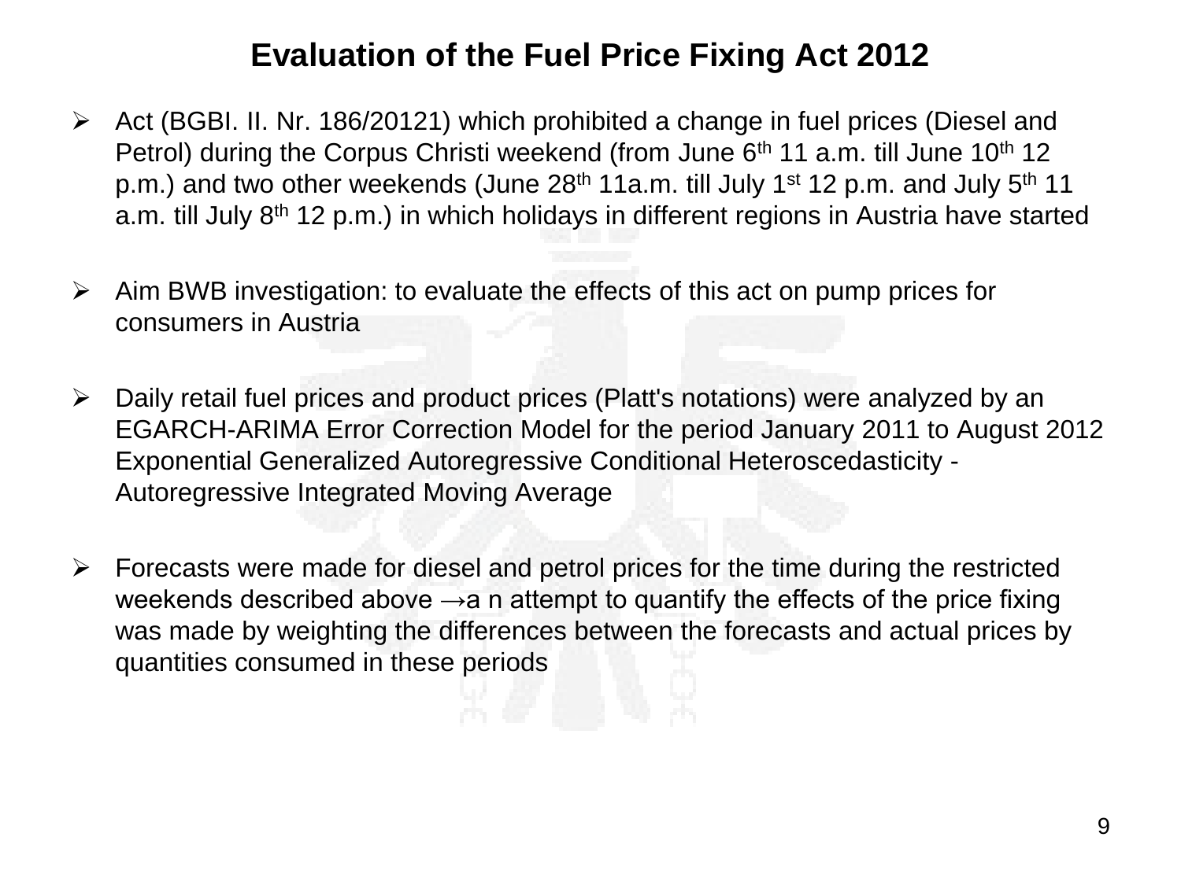# Evaluation of the Fuel Price Fixing Act 2012

- Act (BGBI. II. Nr. 186/20121) which prohibited a change in fuel prices (Diesel and Petrol) during the Corpus Christi weekend (from June 6$^{th}$ 11 a.m. till June 10$^{th}$ 12 p.m.) and two other weekends (June 28$^{th}$ 11a.m. till July 1$^{st}$ 12 p.m. and July 5$^{th}$ 11 a.m. till July 8$^{th}$ 12 p.m.) in which holidays in different regions in Austria have started

- Aim BWB investigation: to evaluate the effects of this act on pump prices for consumers in Austria

- Daily retail fuel prices and product prices (Platt's notations) were analyzed by an EGARCH-ARIMA Error Correction Model for the period January 2011 to August 2012 Exponential Generalized Autoregressive Conditional Heteroscedasticity - Autoregressive Integrated Moving Average

- Forecasts were made for diesel and petrol prices for the time during the restricted weekends described above →a n attempt to quantify the effects of the price fixing was made by weighting the differences between the forecasts and actual prices by quantities consumed in these periods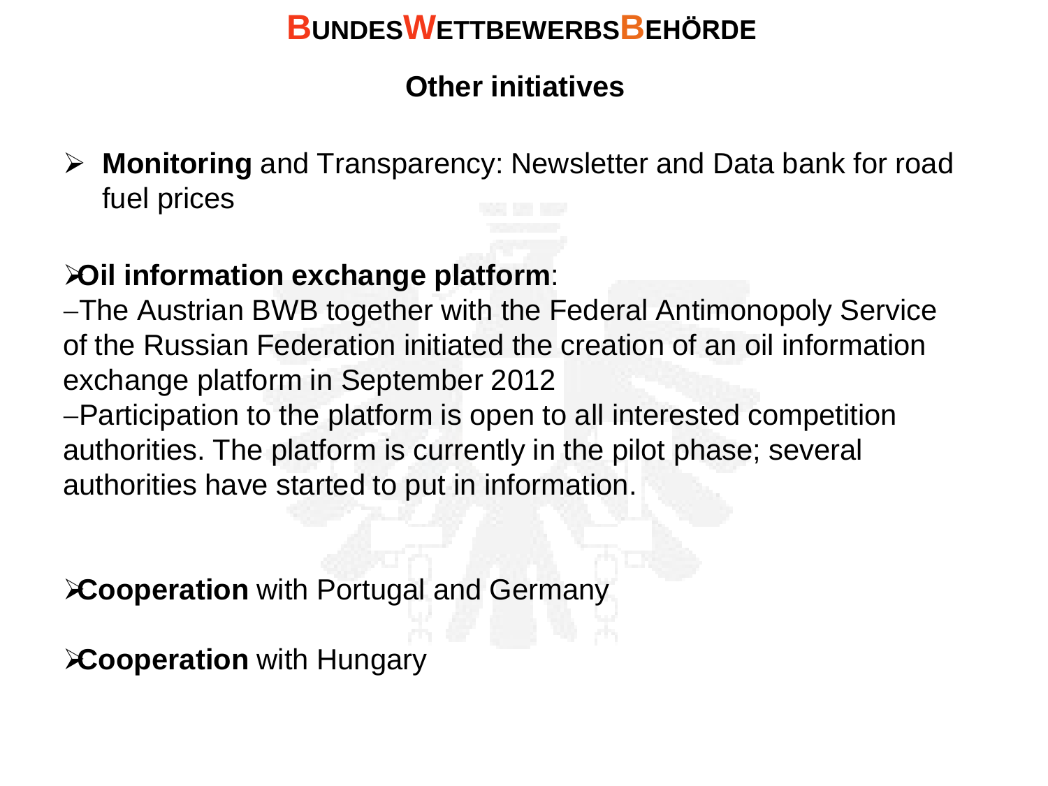## Other initiatives

- **Monitoring** and Transparency: Newsletter and Data bank for road fuel prices

- **Oil information exchange platform**:
  - The Austrian BWB together with the Federal Antimonopoly Service of the Russian Federation initiated the creation of an oil information exchange platform in September 2012
  - Participation to the platform is open to all interested competition authorities. The platform is currently in the pilot phase; several authorities have started to put in information.

- **Cooperation** with Portugal and Germany

- **Cooperation** with Hungary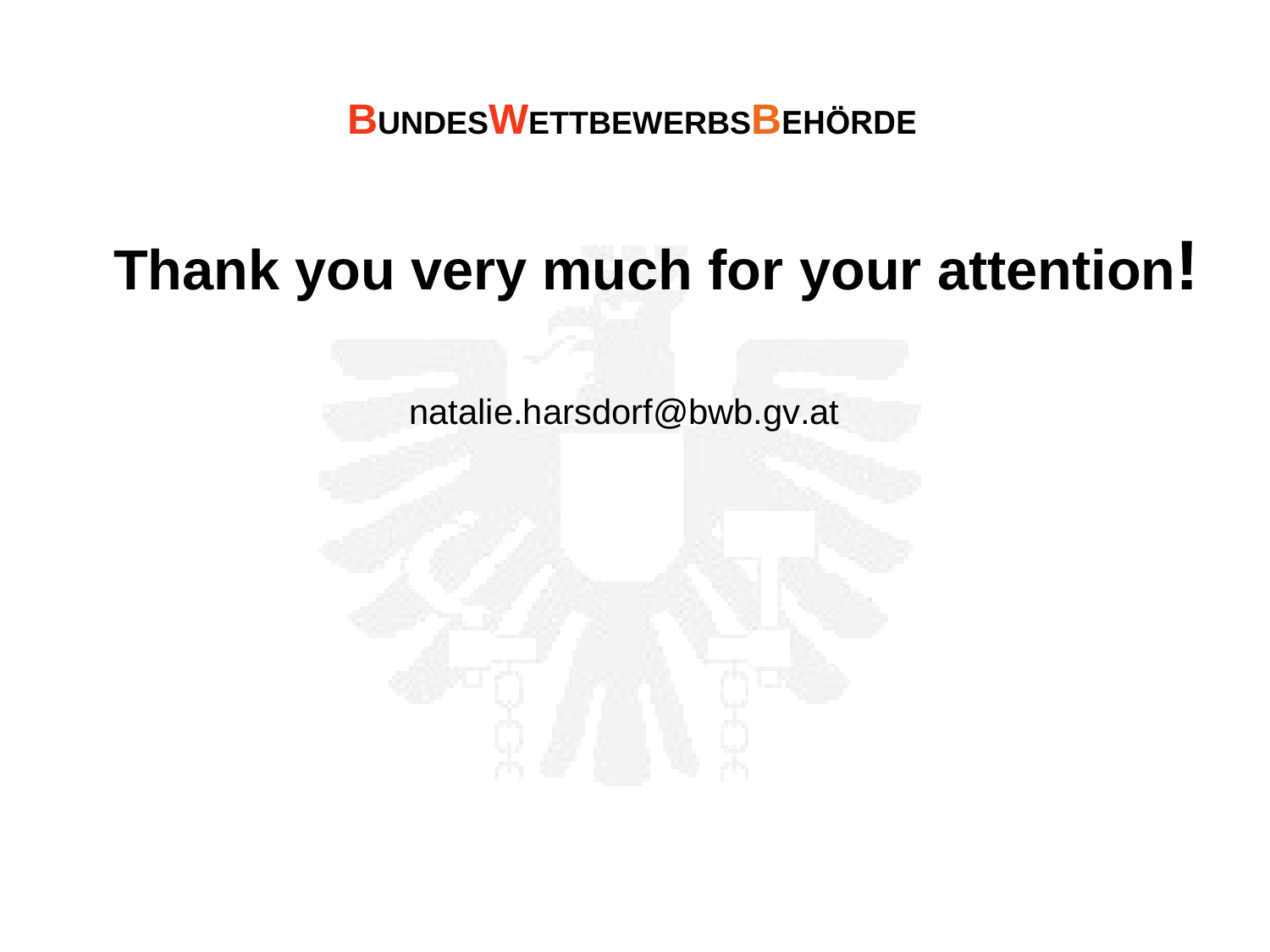**BUNDESWETTBEWERBSBEHÖRDE**

# Thank you very much for your attention!

natalie.harsdorf@bwb.gv.at